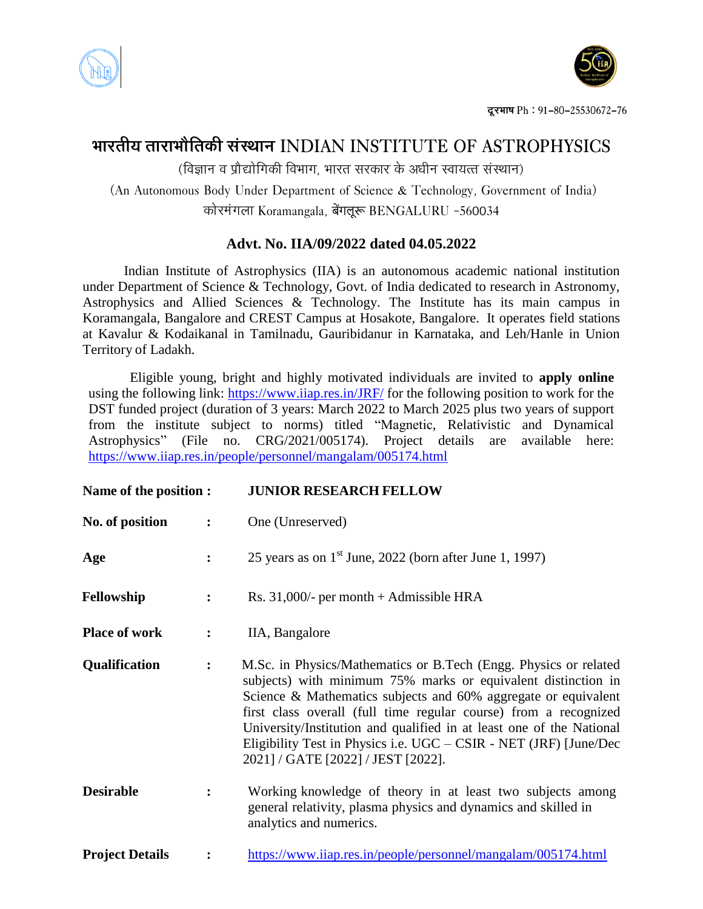दूरभाष Ph : 91-80-25530672-76

# भारतीय ताराभौतिकी संस्थान INDIAN INSTITUTE OF ASTROPHYSICS

(विज्ञान व प्रौद्योगिकी विभाग, भारत सरकार के अधीन स्वायत्त संस्थान)

(An Autonomous Body Under Department of Science & Technology, Government of India)

कोरमंगला Koramangala, बेंगलूरू BENGALURU -560034

## Advt. No. IIA/09/2022 dated 04.05.2022

Indian Institute of Astrophysics (IIA) is an autonomous academic national institution under Department of Science & Technology, Govt. of India dedicated to research in Astronomy, Astrophysics and Allied Sciences & Technology. The Institute has its main campus in Koramangala, Bangalore and CREST Campus at Hosakote, Bangalore. It operates field stations at Kavalur & Kodaikanal in Tamilnadu, Gauribidanur in Karnataka, and Leh/Hanle in Union Territory of Ladakh.

Eligible young, bright and highly motivated individuals are invited to **apply online** using the following link: https://www.iiap.res.in/JRF/ for the following position to work for the DST funded project (duration of 3 years: March 2022 to March 2025 plus two years of support from the institute subject to norms) titled "Magnetic, Relativistic and Dynamical Astrophysics" (File no. CRG/2021/005174). Project details are available here: https://www.iiap.res.in/people/personnel/mangalam/005174.html

| | | |
|---|---|---|
| **Name of the position** | : | **JUNIOR RESEARCH FELLOW** |
| **No. of position** | : | One (Unreserved) |
| **Age** | : | 25 years as on 1st June, 2022 (born after June 1, 1997) |
| **Fellowship** | : | Rs. 31,000/- per month + Admissible HRA |
| **Place of work** | : | IIA, Bangalore |
| **Qualification** | : | M.Sc. in Physics/Mathematics or B.Tech (Engg. Physics or related subjects) with minimum 75% marks or equivalent distinction in Science & Mathematics subjects and 60% aggregate or equivalent first class overall (full time regular course) from a recognized University/Institution and qualified in at least one of the National Eligibility Test in Physics i.e. UGC – CSIR - NET (JRF) [June/Dec 2021] / GATE [2022] / JEST [2022]. |
| **Desirable** | : | Working knowledge of theory in at least two subjects among general relativity, plasma physics and dynamics and skilled in analytics and numerics. |
| **Project Details** | : | https://www.iiap.res.in/people/personnel/mangalam/005174.html |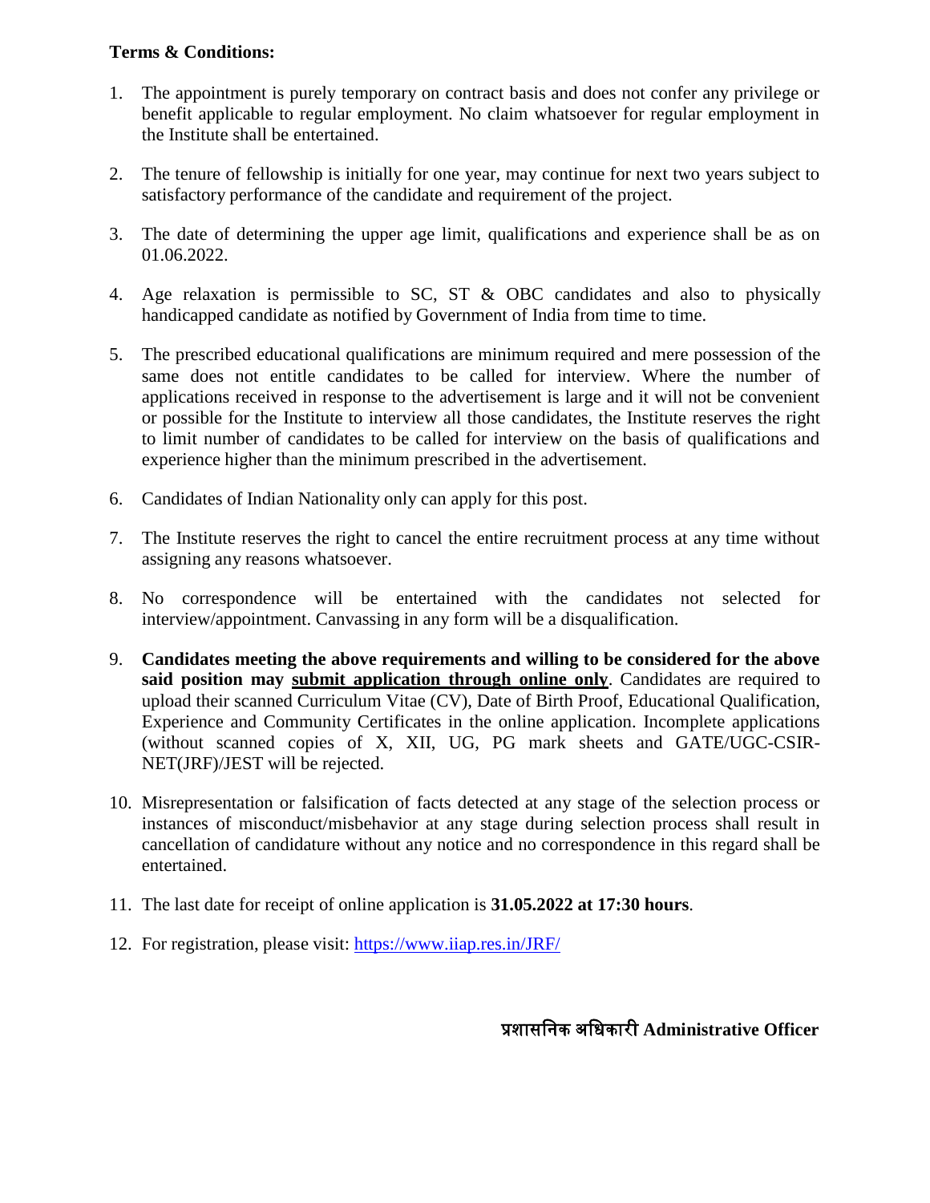**Terms & Conditions:**

1. The appointment is purely temporary on contract basis and does not confer any privilege or benefit applicable to regular employment. No claim whatsoever for regular employment in the Institute shall be entertained.

2. The tenure of fellowship is initially for one year, may continue for next two years subject to satisfactory performance of the candidate and requirement of the project.

3. The date of determining the upper age limit, qualifications and experience shall be as on 01.06.2022.

4. Age relaxation is permissible to SC, ST & OBC candidates and also to physically handicapped candidate as notified by Government of India from time to time.

5. The prescribed educational qualifications are minimum required and mere possession of the same does not entitle candidates to be called for interview. Where the number of applications received in response to the advertisement is large and it will not be convenient or possible for the Institute to interview all those candidates, the Institute reserves the right to limit number of candidates to be called for interview on the basis of qualifications and experience higher than the minimum prescribed in the advertisement.

6. Candidates of Indian Nationality only can apply for this post.

7. The Institute reserves the right to cancel the entire recruitment process at any time without assigning any reasons whatsoever.

8. No correspondence will be entertained with the candidates not selected for interview/appointment. Canvassing in any form will be a disqualification.

9. **Candidates meeting the above requirements and willing to be considered for the above said position may <u>submit application through online only</u>**. Candidates are required to upload their scanned Curriculum Vitae (CV), Date of Birth Proof, Educational Qualification, Experience and Community Certificates in the online application. Incomplete applications (without scanned copies of X, XII, UG, PG mark sheets and GATE/UGC-CSIR-NET(JRF)/JEST will be rejected.

10. Misrepresentation or falsification of facts detected at any stage of the selection process or instances of misconduct/misbehavior at any stage during selection process shall result in cancellation of candidature without any notice and no correspondence in this regard shall be entertained.

11. The last date for receipt of online application is **31.05.2022 at 17:30 hours**.

12. For registration, please visit: https://www.iiap.res.in/JRF/

**प्रशासनिक अधिकारी Administrative Officer**